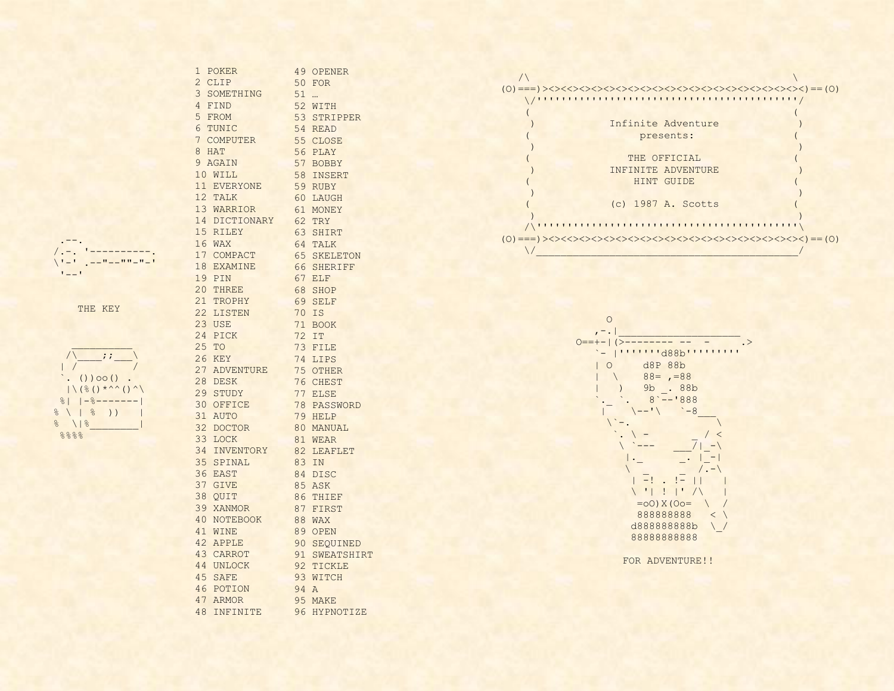```
  .--.
 /.-. '----------.
 \'-' .--"--""-"-'
  '--'
```

THE KEY

```
   __________
  /\____;;___\
 | /         /
 `. ())oo() .
  |\(%()*^^()^\
 %| |-%-------|
% \ | %  ))   |
%  \|%________|
 %%%%
```

1 POKER
2 CLIP
3 SOMETHING
4 FIND
5 FROM
6 TUNIC
7 COMPUTER
8 HAT
9 AGAIN
10 WILL
11 EVERYONE
12 TALK
13 WARRIOR
14 DICTIONARY
15 RILEY
16 WAX
17 COMPACT
18 EXAMINE
19 PIN
20 THREE
21 TROPHY
22 LISTEN
23 USE
24 PICK
25 TO
26 KEY
27 ADVENTURE
28 DESK
29 STUDY
30 OFFICE
31 AUTO
32 DOCTOR
33 LOCK
34 INVENTORY
35 SPINAL
36 EAST
37 GIVE
38 QUIT
39 XANMOR
40 NOTEBOOK
41 WINE
42 APPLE
43 CARROT
44 UNLOCK
45 SAFE
46 POTION
47 ARMOR
48 INFINITE
49 OPENER
50 FOR
51 …
52 WITH
53 STRIPPER
54 READ
55 CLOSE
56 PLAY
57 BOBBY
58 INSERT
59 RUBY
60 LAUGH
61 MONEY
62 TRY
63 SHIRT
64 TALK
65 SKELETON
66 SHERIFF
67 ELF
68 SHOP
69 SELF
70 IS
71 BOOK
72 IT
73 FILE
74 LIPS
75 OTHER
76 CHEST
77 ELSE
78 PASSWORD
79 HELP
80 MANUAL
81 WEAR
82 LEAFLET
83 IN
84 DISC
85 ASK
86 THIEF
87 FIRST
88 WAX
89 OPEN
90 SEQUINED
91 SWEATSHIRT
92 TICKLE
93 WITCH
94 A
95 MAKE
96 HYPNOTIZE

```
   /\                                                  \
(O)===)><><<><><><><><><><><><><><><><><><><><><><><><)==(O)
    \/''''''''''''''''''''''''''''''''''''''''''''''/
     (                                              (
      )             Infinite Adventure               )
     (                   presents:                  (
      )                                              )
     (                   THE OFFICIAL               (
      )             INFINITE ADVENTURE               )
     (                   HINT GUIDE                 (
      )                                              )
     (              (c) 1987 A. Scotts              (
      )                                              )
    /\''''''''''''''''''''''''''''''''''''''''''''''\
(O)===)><><<><><><><><><><><><><><><><><><><><><><><><)==(O)
    \/______________________________________________/
```

```
         O
       ,-.|____________________
    O==+-|(>--------- --  -      .>
       `- |'''''''d88b'''''''''
        | O      d8P 88b
        |  \     88= ,=88
        |   )    9b _. 88b
        `._ `.    8`--'888
         |    \--'\    `-8___
          \`-.                \
           `. \ -          _ / <
            \ `---    ___/|_-\
             |._       _. |_-|
             \  _     _   /.-\
              | -! . !- ||    |
              \ '| ! |' /\    |
               =oO)X(Oo=  \  /
               888888888   < \
              d888888888b  \_/
              88888888888
```

FOR ADVENTURE!!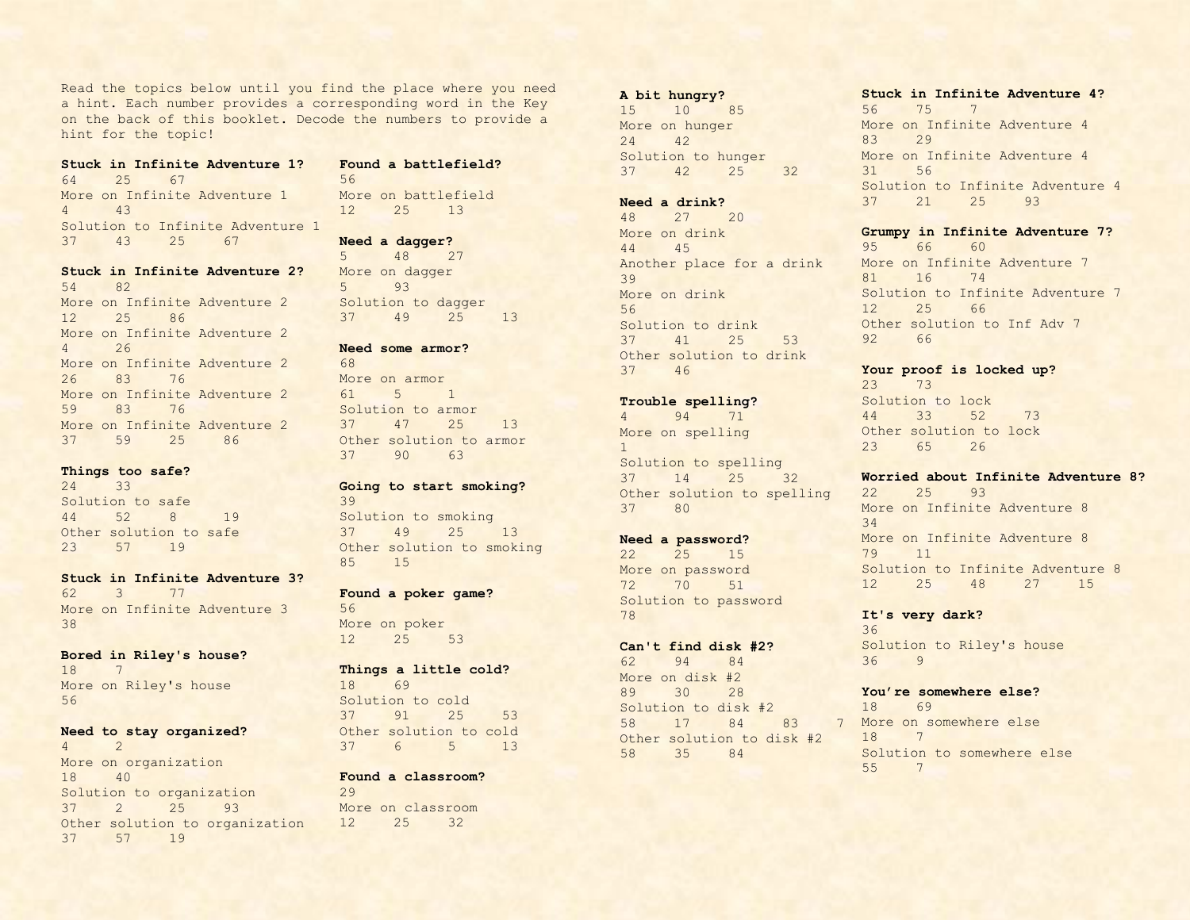Read the topics below until you find the place where you need a hint. Each number provides a corresponding word in the Key on the back of this booklet. Decode the numbers to provide a hint for the topic!

**Stuck in Infinite Adventure 1?**
64 25 67
More on Infinite Adventure 1
4 43
Solution to Infinite Adventure 1
37 43 25 67

**Stuck in Infinite Adventure 2?**
54 82
More on Infinite Adventure 2
12 25 86
More on Infinite Adventure 2
4 26
More on Infinite Adventure 2
26 83 76
More on Infinite Adventure 2
59 83 76
More on Infinite Adventure 2
37 59 25 86

**Things too safe?**
24 33
Solution to safe
44 52 8 19
Other solution to safe
23 57 19

**Stuck in Infinite Adventure 3?**
62 3 77
More on Infinite Adventure 3
38

**Bored in Riley's house?**
18 7
More on Riley's house
56

**Need to stay organized?**
4 2
More on organization
18 40
Solution to organization
37 2 25 93
Other solution to organization
37 57 19

**Found a battlefield?**
56
More on battlefield
12 25 13

**Need a dagger?**
5 48 27
More on dagger
5 93
Solution to dagger
37 49 25 13

**Need some armor?**
68
More on armor
61 5 1
Solution to armor
37 47 25 13
Other solution to armor
37 90 63

**Going to start smoking?**
39
Solution to smoking
37 49 25 13
Other solution to smoking
85 15

**Found a poker game?**
56
More on poker
12 25 53

**Things a little cold?**
18 69
Solution to cold
37 91 25 53
Other solution to cold
37 6 5 13

**Found a classroom?**
29
More on classroom
12 25 32

**A bit hungry?**
15 10 85
More on hunger
24 42
Solution to hunger
37 42 25 32

**Need a drink?**
48 27 20
More on drink
44 45
Another place for a drink
39
More on drink
56
Solution to drink
37 41 25 53
Other solution to drink
37 46

**Trouble spelling?**
4 94 71
More on spelling
1
Solution to spelling
37 14 25 32
Other solution to spelling
37 80

**Need a password?**
22 25 15
More on password
72 70 51
Solution to password
78

**Can't find disk #2?**
62 94 84
More on disk #2
89 30 28
Solution to disk #2
58 17 84 83 7
Other solution to disk #2
58 35 84

**Stuck in Infinite Adventure 4?**
56 75 7
More on Infinite Adventure 4
83 29
More on Infinite Adventure 4
31 56
Solution to Infinite Adventure 4
37 21 25 93

**Grumpy in Infinite Adventure 7?**
95 66 60
More on Infinite Adventure 7
81 16 74
Solution to Infinite Adventure 7
12 25 66
Other solution to Inf Adv 7
92 66

**Your proof is locked up?**
23 73
Solution to lock
44 33 52 73
Other solution to lock
23 65 26

**Worried about Infinite Adventure 8?**
22 25 93
More on Infinite Adventure 8
34
More on Infinite Adventure 8
79 11
Solution to Infinite Adventure 8
12 25 48 27 15

**It's very dark?**
36
Solution to Riley's house
36 9

**You're somewhere else?**
18 69
More on somewhere else
18 7
Solution to somewhere else
55 7